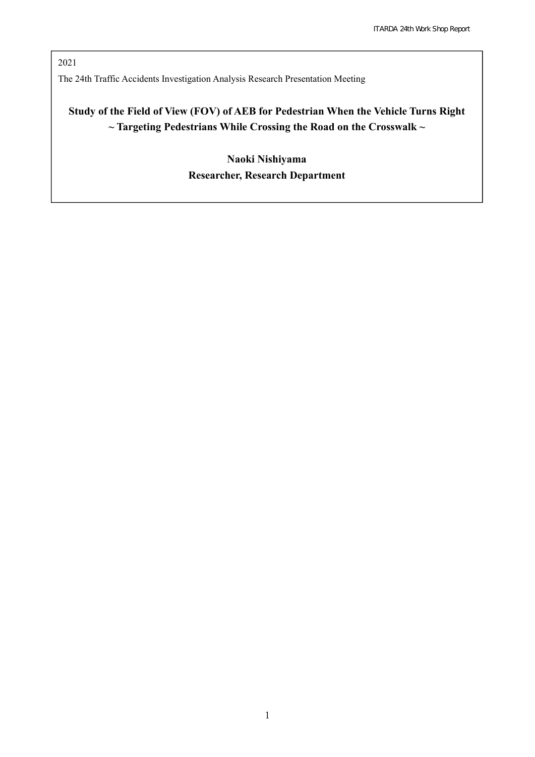2021

The 24th Traffic Accidents Investigation Analysis Research Presentation Meeting

# Study of the Field of View (FOV) of AEB for Pedestrian When the Vehicle Turns Right ~ Targeting Pedestrians While Crossing the Road on the Crosswalk ~

**Naoki Nishiyama**

**Researcher, Research Department**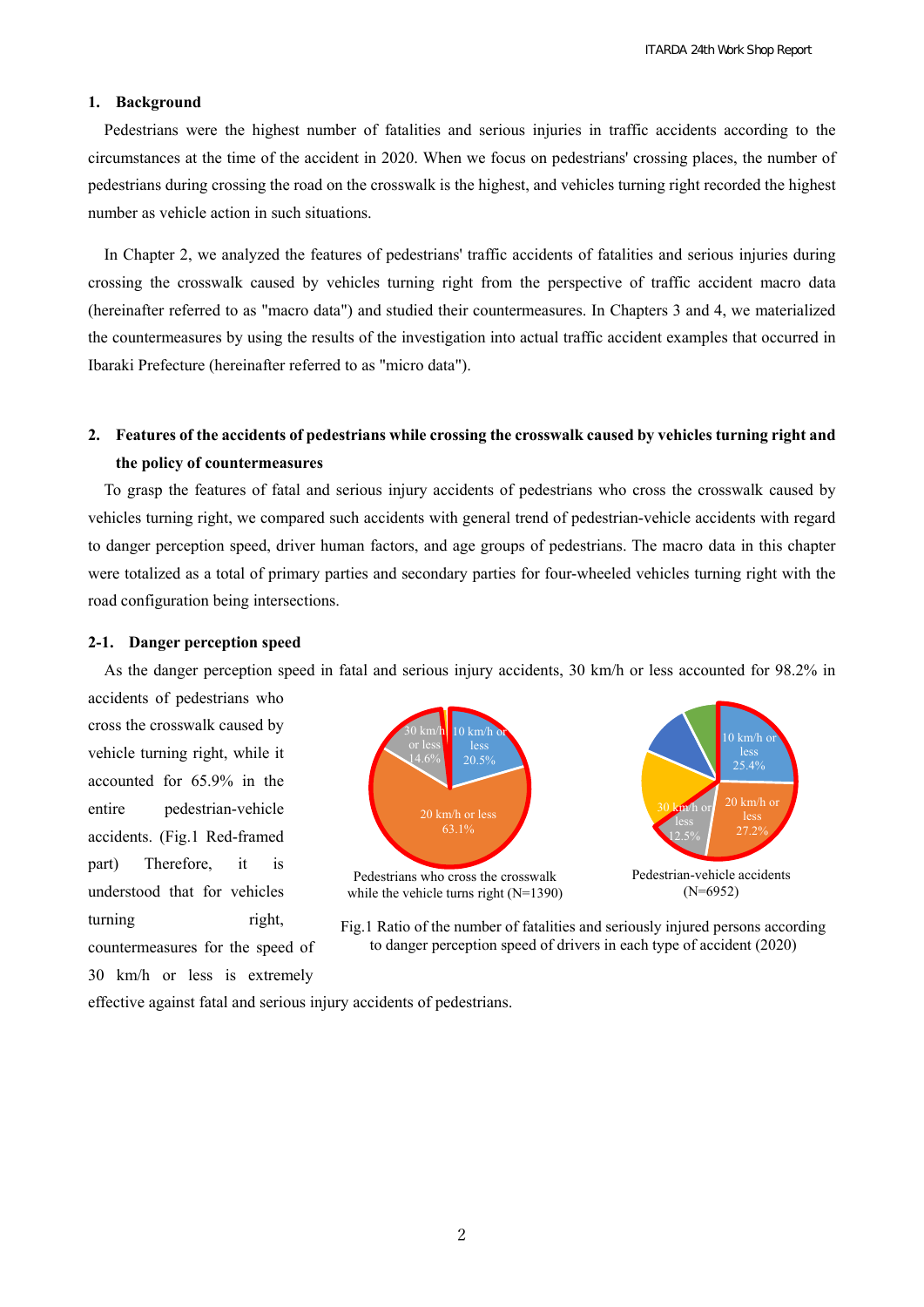## 1. Background

Pedestrians were the highest number of fatalities and serious injuries in traffic accidents according to the circumstances at the time of the accident in 2020. When we focus on pedestrians' crossing places, the number of pedestrians during crossing the road on the crosswalk is the highest, and vehicles turning right recorded the highest number as vehicle action in such situations.

In Chapter 2, we analyzed the features of pedestrians' traffic accidents of fatalities and serious injuries during crossing the crosswalk caused by vehicles turning right from the perspective of traffic accident macro data (hereinafter referred to as "macro data") and studied their countermeasures. In Chapters 3 and 4, we materialized the countermeasures by using the results of the investigation into actual traffic accident examples that occurred in Ibaraki Prefecture (hereinafter referred to as "micro data").

## 2. Features of the accidents of pedestrians while crossing the crosswalk caused by vehicles turning right and the policy of countermeasures

To grasp the features of fatal and serious injury accidents of pedestrians who cross the crosswalk caused by vehicles turning right, we compared such accidents with general trend of pedestrian-vehicle accidents with regard to danger perception speed, driver human factors, and age groups of pedestrians. The macro data in this chapter were totalized as a total of primary parties and secondary parties for four-wheeled vehicles turning right with the road configuration being intersections.

### 2-1. Danger perception speed

As the danger perception speed in fatal and serious injury accidents, 30 km/h or less accounted for 98.2% in accidents of pedestrians who cross the crosswalk caused by vehicle turning right, while it accounted for 65.9% in the entire pedestrian-vehicle accidents. (Fig.1 Red-framed part) Therefore, it is understood that for vehicles turning right, countermeasures for the speed of 30 km/h or less is extremely effective against fatal and serious injury accidents of pedestrians.

Pedestrians who cross the crosswalk while the vehicle turns right (N=1390): 10 km/h or less 20.5%; 20 km/h or less 63.1%; 30 km/h or less 14.6%

Pedestrian-vehicle accidents (N=6952): 10 km/h or less 25.4%; 20 km/h or less 27.2%; 30 km/h or less 12.5%

Fig.1 Ratio of the number of fatalities and seriously injured persons according to danger perception speed of drivers in each type of accident (2020)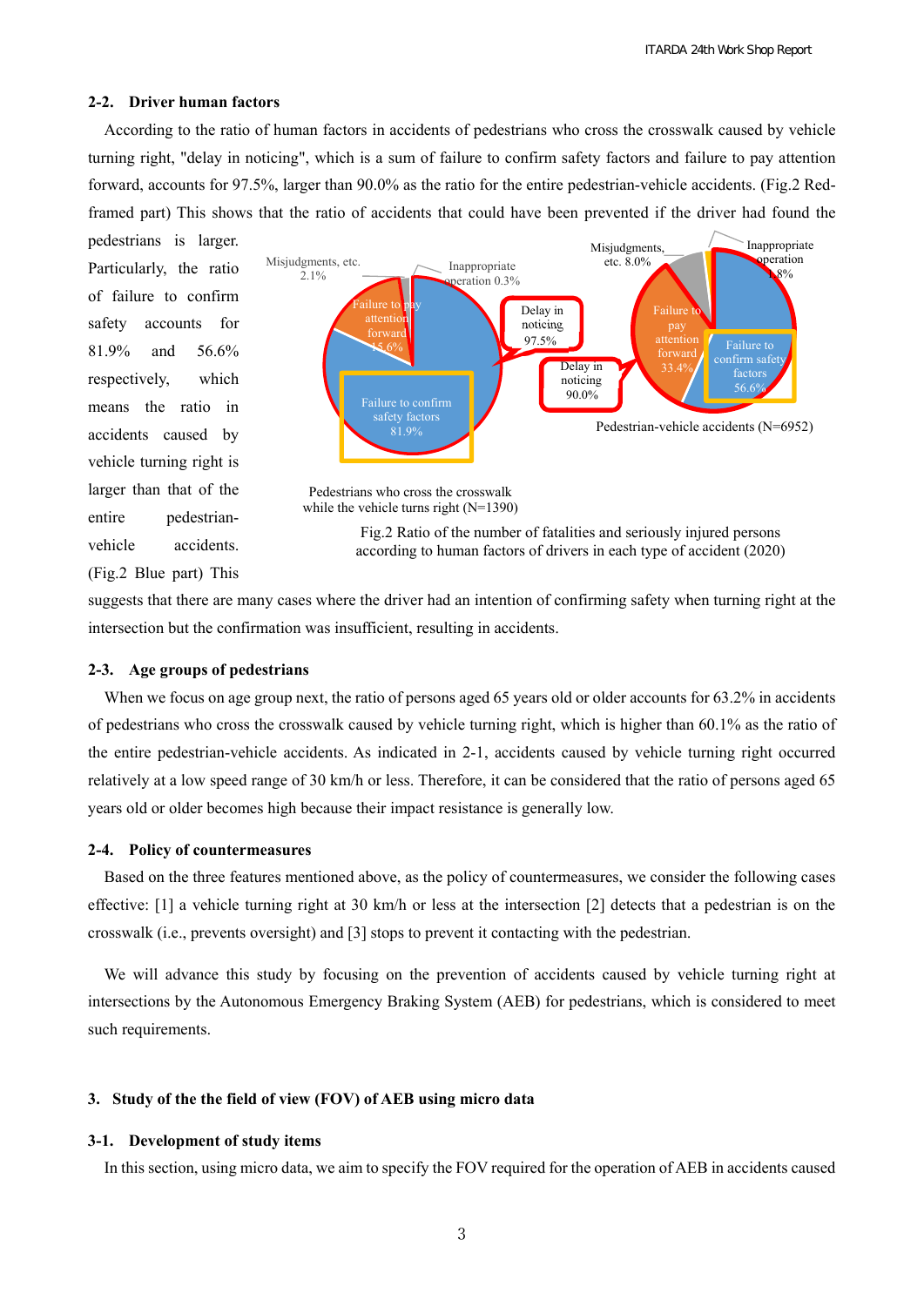### 2-2. Driver human factors

According to the ratio of human factors in accidents of pedestrians who cross the crosswalk caused by vehicle turning right, "delay in noticing", which is a sum of failure to confirm safety factors and failure to pay attention forward, accounts for 97.5%, larger than 90.0% as the ratio for the entire pedestrian-vehicle accidents. (Fig.2 Red-framed part) This shows that the ratio of accidents that could have been prevented if the driver had found the pedestrians is larger. Particularly, the ratio of failure to confirm safety accounts for 81.9% and 56.6% respectively, which means the ratio in accidents caused by vehicle turning right is larger than that of the entire pedestrian-vehicle accidents. (Fig.2 Blue part) This suggests that there are many cases where the driver had an intention of confirming safety when turning right at the intersection but the confirmation was insufficient, resulting in accidents.

Fig.2 Ratio of the number of fatalities and seriously injured persons according to human factors of drivers in each type of accident (2020)

### 2-3. Age groups of pedestrians

When we focus on age group next, the ratio of persons aged 65 years old or older accounts for 63.2% in accidents of pedestrians who cross the crosswalk caused by vehicle turning right, which is higher than 60.1% as the ratio of the entire pedestrian-vehicle accidents. As indicated in 2-1, accidents caused by vehicle turning right occurred relatively at a low speed range of 30 km/h or less. Therefore, it can be considered that the ratio of persons aged 65 years old or older becomes high because their impact resistance is generally low.

### 2-4. Policy of countermeasures

Based on the three features mentioned above, as the policy of countermeasures, we consider the following cases effective: [1] a vehicle turning right at 30 km/h or less at the intersection [2] detects that a pedestrian is on the crosswalk (i.e., prevents oversight) and [3] stops to prevent it contacting with the pedestrian.

We will advance this study by focusing on the prevention of accidents caused by vehicle turning right at intersections by the Autonomous Emergency Braking System (AEB) for pedestrians, which is considered to meet such requirements.

## 3. Study of the the field of view (FOV) of AEB using micro data

### 3-1. Development of study items

In this section, using micro data, we aim to specify the FOV required for the operation of AEB in accidents caused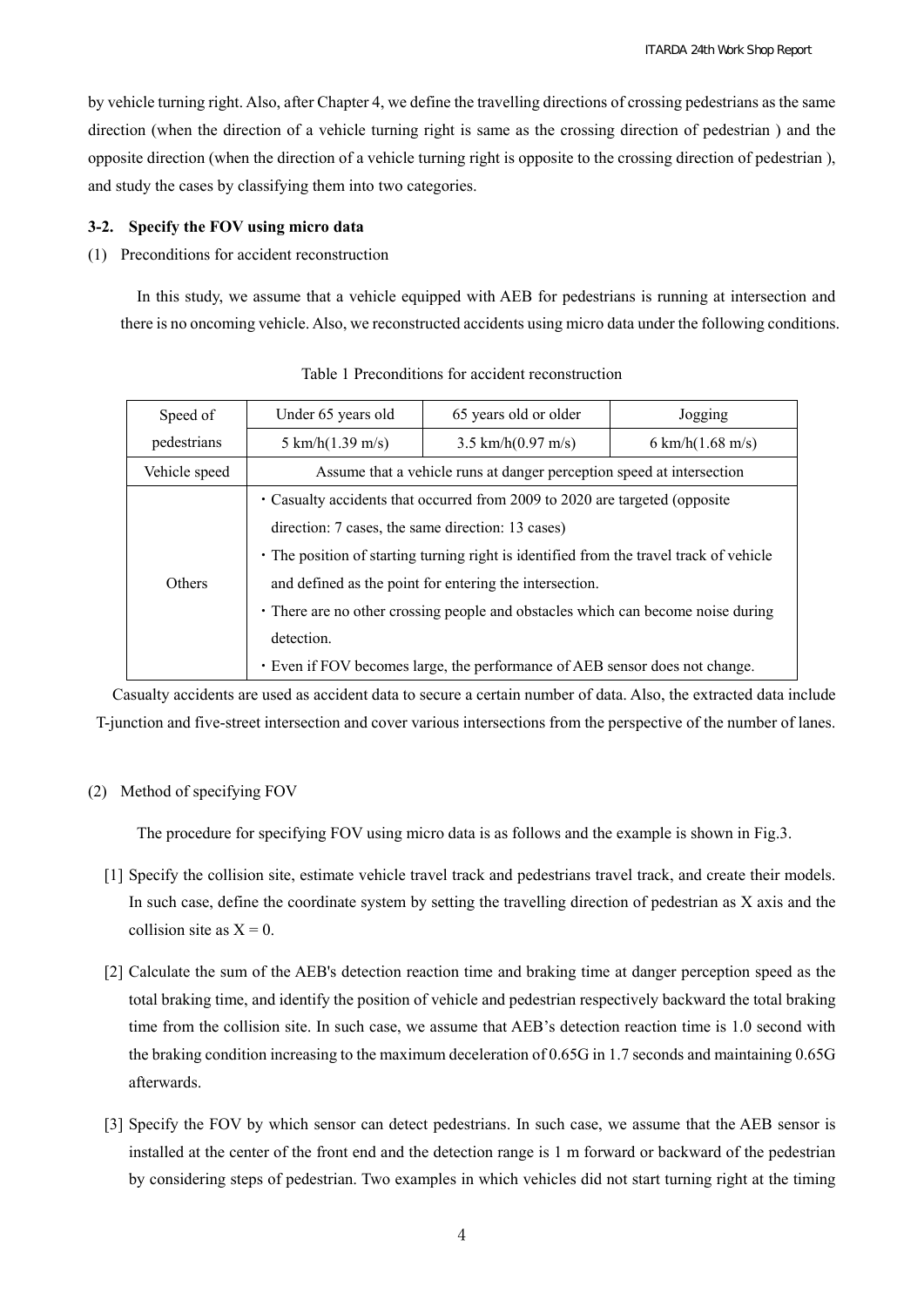by vehicle turning right. Also, after Chapter 4, we define the travelling directions of crossing pedestrians as the same direction (when the direction of a vehicle turning right is same as the crossing direction of pedestrian ) and the opposite direction (when the direction of a vehicle turning right is opposite to the crossing direction of pedestrian ), and study the cases by classifying them into two categories.

### 3-2. Specify the FOV using micro data

(1) Preconditions for accident reconstruction

In this study, we assume that a vehicle equipped with AEB for pedestrians is running at intersection and there is no oncoming vehicle. Also, we reconstructed accidents using micro data under the following conditions.

Table 1 Preconditions for accident reconstruction

| Speed of pedestrians | Under 65 years old | 65 years old or older | Jogging |
|---|---|---|---|
| | 5 km/h(1.39 m/s) | 3.5 km/h(0.97 m/s) | 6 km/h(1.68 m/s) |
| Vehicle speed | Assume that a vehicle runs at danger perception speed at intersection | | |
| Others | ・Casualty accidents that occurred from 2009 to 2020 are targeted (opposite direction: 7 cases, the same direction: 13 cases)<br>・The position of starting turning right is identified from the travel track of vehicle and defined as the point for entering the intersection.<br>・There are no other crossing people and obstacles which can become noise during detection.<br>・Even if FOV becomes large, the performance of AEB sensor does not change. | | |

Casualty accidents are used as accident data to secure a certain number of data. Also, the extracted data include T-junction and five-street intersection and cover various intersections from the perspective of the number of lanes.

(2) Method of specifying FOV

The procedure for specifying FOV using micro data is as follows and the example is shown in Fig.3.

[1] Specify the collision site, estimate vehicle travel track and pedestrians travel track, and create their models. In such case, define the coordinate system by setting the travelling direction of pedestrian as X axis and the collision site as $X = 0$.

[2] Calculate the sum of the AEB's detection reaction time and braking time at danger perception speed as the total braking time, and identify the position of vehicle and pedestrian respectively backward the total braking time from the collision site. In such case, we assume that AEB's detection reaction time is 1.0 second with the braking condition increasing to the maximum deceleration of 0.65G in 1.7 seconds and maintaining 0.65G afterwards.

[3] Specify the FOV by which sensor can detect pedestrians. In such case, we assume that the AEB sensor is installed at the center of the front end and the detection range is 1 m forward or backward of the pedestrian by considering steps of pedestrian. Two examples in which vehicles did not start turning right at the timing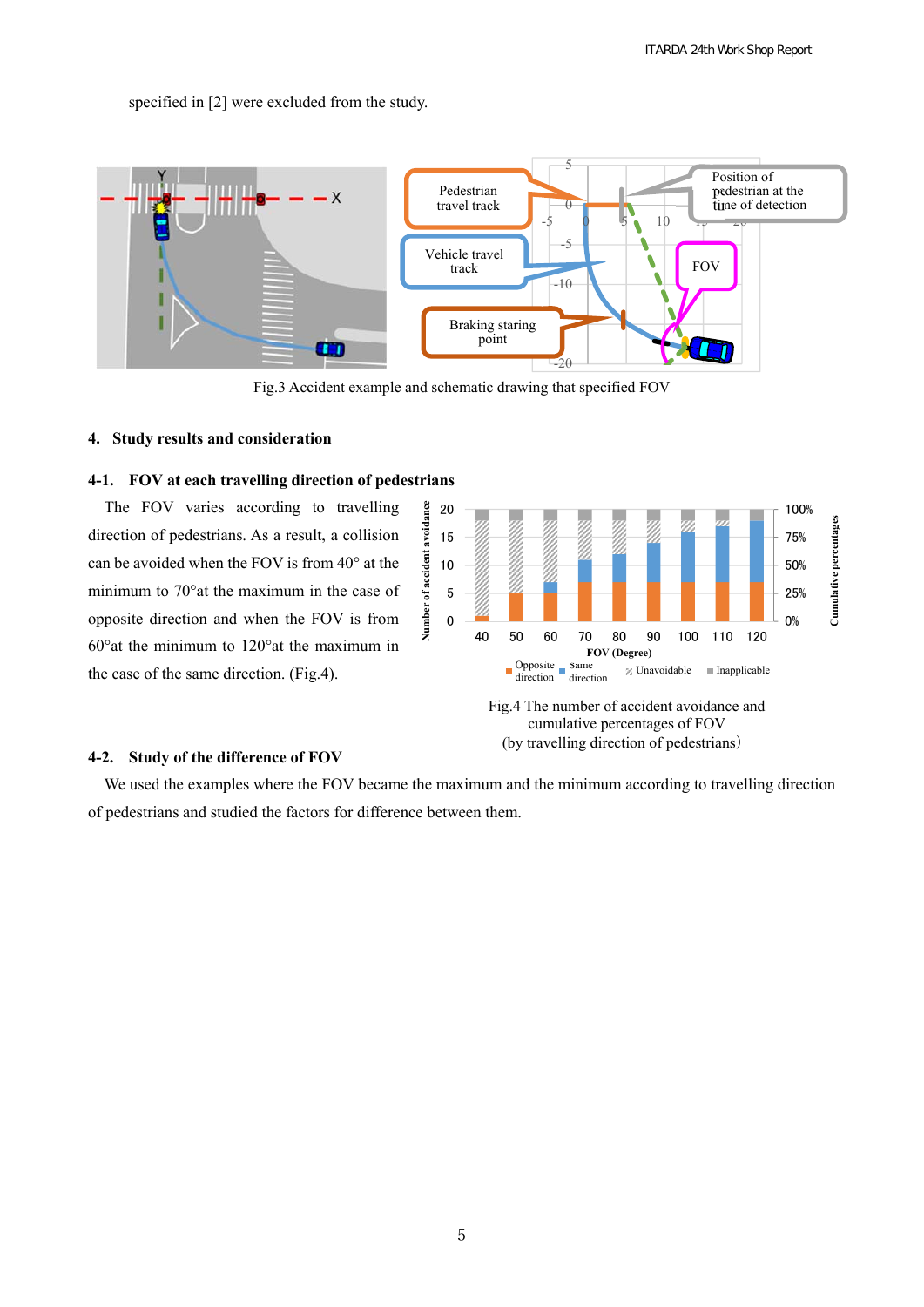specified in [2] were excluded from the study.

Fig.3 Accident example and schematic drawing that specified FOV

## 4. Study results and consideration

### 4-1. FOV at each travelling direction of pedestrians

The FOV varies according to travelling direction of pedestrians. As a result, a collision can be avoided when the FOV is from 40° at the minimum to 70°at the maximum in the case of opposite direction and when the FOV is from 60°at the minimum to 120°at the maximum in the case of the same direction. (Fig.4).

Fig.4 The number of accident avoidance and cumulative percentages of FOV (by travelling direction of pedestrians)

### 4-2. Study of the difference of FOV

We used the examples where the FOV became the maximum and the minimum according to travelling direction of pedestrians and studied the factors for difference between them.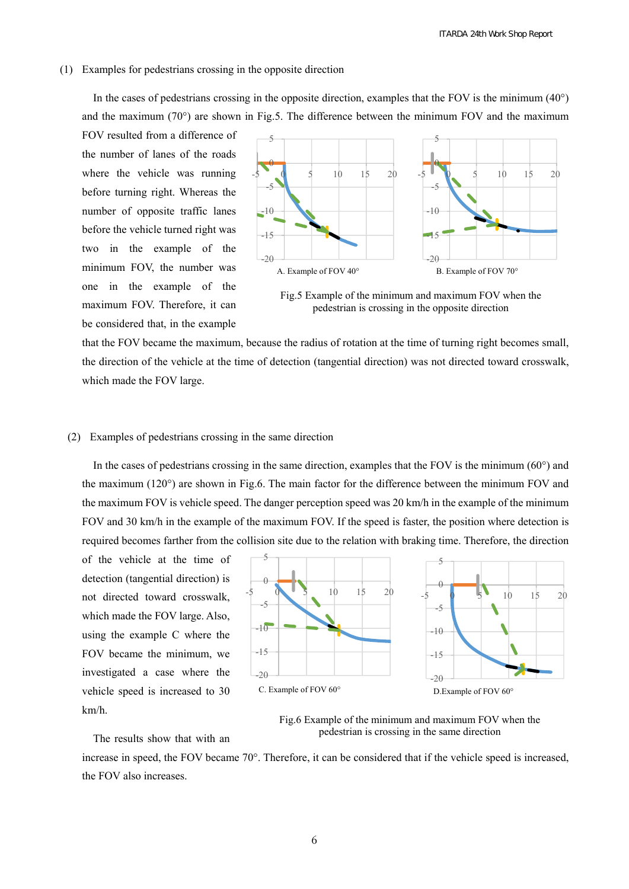(1) Examples for pedestrians crossing in the opposite direction

In the cases of pedestrians crossing in the opposite direction, examples that the FOV is the minimum (40°) and the maximum (70°) are shown in Fig.5. The difference between the minimum FOV and the maximum FOV resulted from a difference of the number of lanes of the roads where the vehicle was running before turning right. Whereas the number of opposite traffic lanes before the vehicle turned right was two in the example of the minimum FOV, the number was one in the example of the maximum FOV. Therefore, it can be considered that, in the example that the FOV became the maximum, because the radius of rotation at the time of turning right becomes small, the direction of the vehicle at the time of detection (tangential direction) was not directed toward crosswalk, which made the FOV large.

A. Example of FOV 40°　　B. Example of FOV 70°

Fig.5 Example of the minimum and maximum FOV when the pedestrian is crossing in the opposite direction

(2) Examples of pedestrians crossing in the same direction

In the cases of pedestrians crossing in the same direction, examples that the FOV is the minimum (60°) and the maximum (120°) are shown in Fig.6. The main factor for the difference between the minimum FOV and the maximum FOV is vehicle speed. The danger perception speed was 20 km/h in the example of the minimum FOV and 30 km/h in the example of the maximum FOV. If the speed is faster, the position where detection is required becomes farther from the collision site due to the relation with braking time. Therefore, the direction of the vehicle at the time of detection (tangential direction) is not directed toward crosswalk, which made the FOV large. Also, using the example C where the FOV became the minimum, we investigated a case where the vehicle speed is increased to 30 km/h.

The results show that with an increase in speed, the FOV became 70°. Therefore, it can be considered that if the vehicle speed is increased, the FOV also increases.

C. Example of FOV 60°　　D.Example of FOV 60°

Fig.6 Example of the minimum and maximum FOV when the pedestrian is crossing in the same direction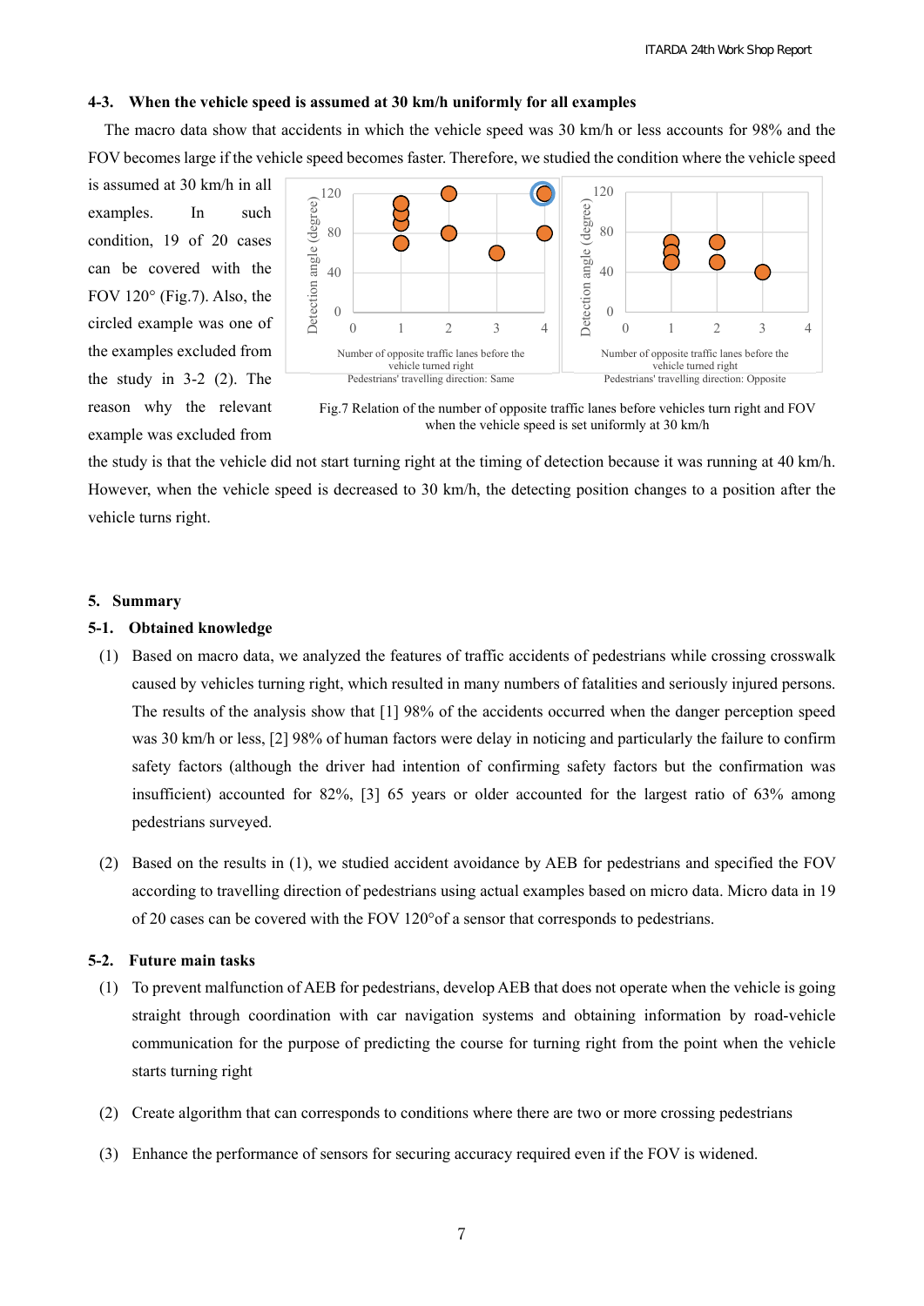### 4-3. When the vehicle speed is assumed at 30 km/h uniformly for all examples

The macro data show that accidents in which the vehicle speed was 30 km/h or less accounts for 98% and the FOV becomes large if the vehicle speed becomes faster. Therefore, we studied the condition where the vehicle speed is assumed at 30 km/h in all examples. In such condition, 19 of 20 cases can be covered with the FOV 120° (Fig.7). Also, the circled example was one of the examples excluded from the study in 3-2 (2). The reason why the relevant example was excluded from the study is that the vehicle did not start turning right at the timing of detection because it was running at 40 km/h. However, when the vehicle speed is decreased to 30 km/h, the detecting position changes to a position after the vehicle turns right.

Detection angle (degree)
120
80
40
0
0 1 2 3 4
Number of opposite traffic lanes before the vehicle turned right
Pedestrians' travelling direction: Same

Detection angle (degree)
120
80
40
0
0 1 2 3 4
Number of opposite traffic lanes before the vehicle turned right
Pedestrians' travelling direction: Opposite

Fig.7 Relation of the number of opposite traffic lanes before vehicles turn right and FOV when the vehicle speed is set uniformly at 30 km/h

## 5. Summary

### 5-1. Obtained knowledge

(1) Based on macro data, we analyzed the features of traffic accidents of pedestrians while crossing crosswalk caused by vehicles turning right, which resulted in many numbers of fatalities and seriously injured persons. The results of the analysis show that [1] 98% of the accidents occurred when the danger perception speed was 30 km/h or less, [2] 98% of human factors were delay in noticing and particularly the failure to confirm safety factors (although the driver had intention of confirming safety factors but the confirmation was insufficient) accounted for 82%, [3] 65 years or older accounted for the largest ratio of 63% among pedestrians surveyed.

(2) Based on the results in (1), we studied accident avoidance by AEB for pedestrians and specified the FOV according to travelling direction of pedestrians using actual examples based on micro data. Micro data in 19 of 20 cases can be covered with the FOV 120°of a sensor that corresponds to pedestrians.

### 5-2. Future main tasks

(1) To prevent malfunction of AEB for pedestrians, develop AEB that does not operate when the vehicle is going straight through coordination with car navigation systems and obtaining information by road-vehicle communication for the purpose of predicting the course for turning right from the point when the vehicle starts turning right

(2) Create algorithm that can corresponds to conditions where there are two or more crossing pedestrians

(3) Enhance the performance of sensors for securing accuracy required even if the FOV is widened.